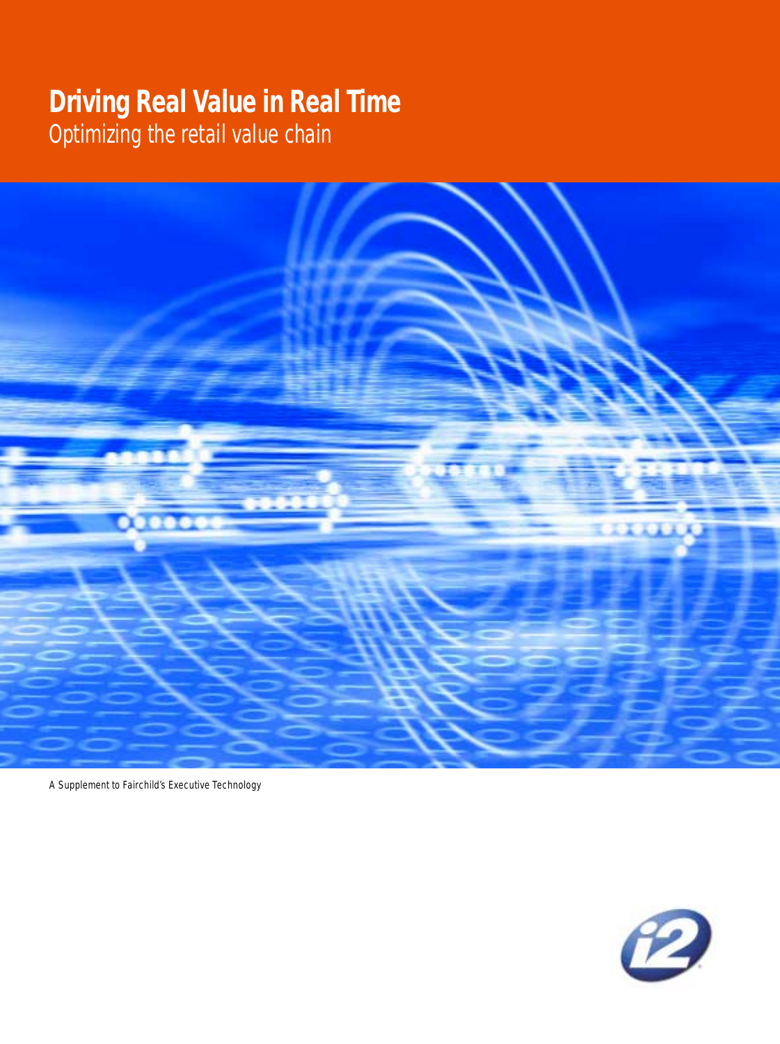# Driving Real Value in Real Time

Optimizing the retail value chain

A Supplement to Fairchild's Executive Technology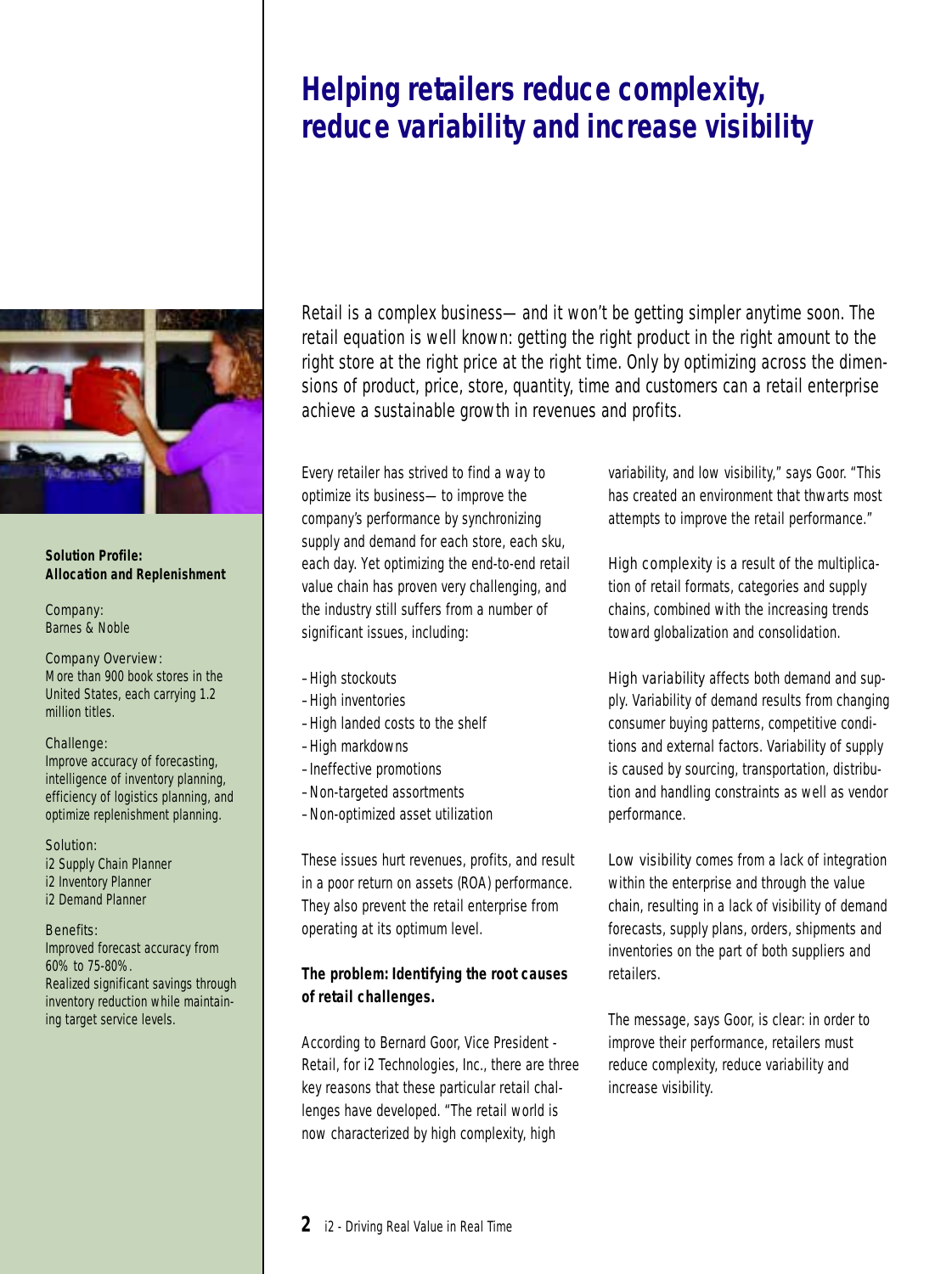# Helping retailers reduce complexity, reduce variability and increase visibility

**Solution Profile: Allocation and Replenishment**

Company:
Barnes & Noble

Company Overview:
More than 900 book stores in the United States, each carrying 1.2 million titles.

Challenge:
Improve accuracy of forecasting, intelligence of inventory planning, efficiency of logistics planning, and optimize replenishment planning.

Solution:
i2 Supply Chain Planner
i2 Inventory Planner
i2 Demand Planner

Benefits:
Improved forecast accuracy from 60% to 75-80%.
Realized significant savings through inventory reduction while maintaining target service levels.

Retail is a complex business—and it won't be getting simpler anytime soon. The retail equation is well known: getting the right product in the right amount to the right store at the right price at the right time. Only by optimizing across the dimensions of product, price, store, quantity, time and customers can a retail enterprise achieve a sustainable growth in revenues and profits.

Every retailer has strived to find a way to optimize its business—to improve the company's performance by synchronizing supply and demand for each store, each sku, each day. Yet optimizing the end-to-end retail value chain has proven very challenging, and the industry still suffers from a number of significant issues, including:

- High stockouts
- High inventories
- High landed costs to the shelf
- High markdowns
- Ineffective promotions
- Non-targeted assortments
- Non-optimized asset utilization

These issues hurt revenues, profits, and result in a poor return on assets (ROA) performance. They also prevent the retail enterprise from operating at its optimum level.

**The problem: Identifying the root causes of retail challenges.**

According to Bernard Goor, Vice President - Retail, for i2 Technologies, Inc., there are three key reasons that these particular retail challenges have developed. "The retail world is now characterized by high complexity, high variability, and low visibility," says Goor. "This has created an environment that thwarts most attempts to improve the retail performance."

*High complexity* is a result of the multiplication of retail formats, categories and supply chains, combined with the increasing trends toward globalization and consolidation.

*High variability* affects both demand and supply. Variability of demand results from changing consumer buying patterns, competitive conditions and external factors. Variability of supply is caused by sourcing, transportation, distribution and handling constraints as well as vendor performance.

*Low visibility* comes from a lack of integration within the enterprise and through the value chain, resulting in a lack of visibility of demand forecasts, supply plans, orders, shipments and inventories on the part of both suppliers and retailers.

The message, says Goor, is clear: in order to improve their performance, retailers must reduce complexity, reduce variability and increase visibility.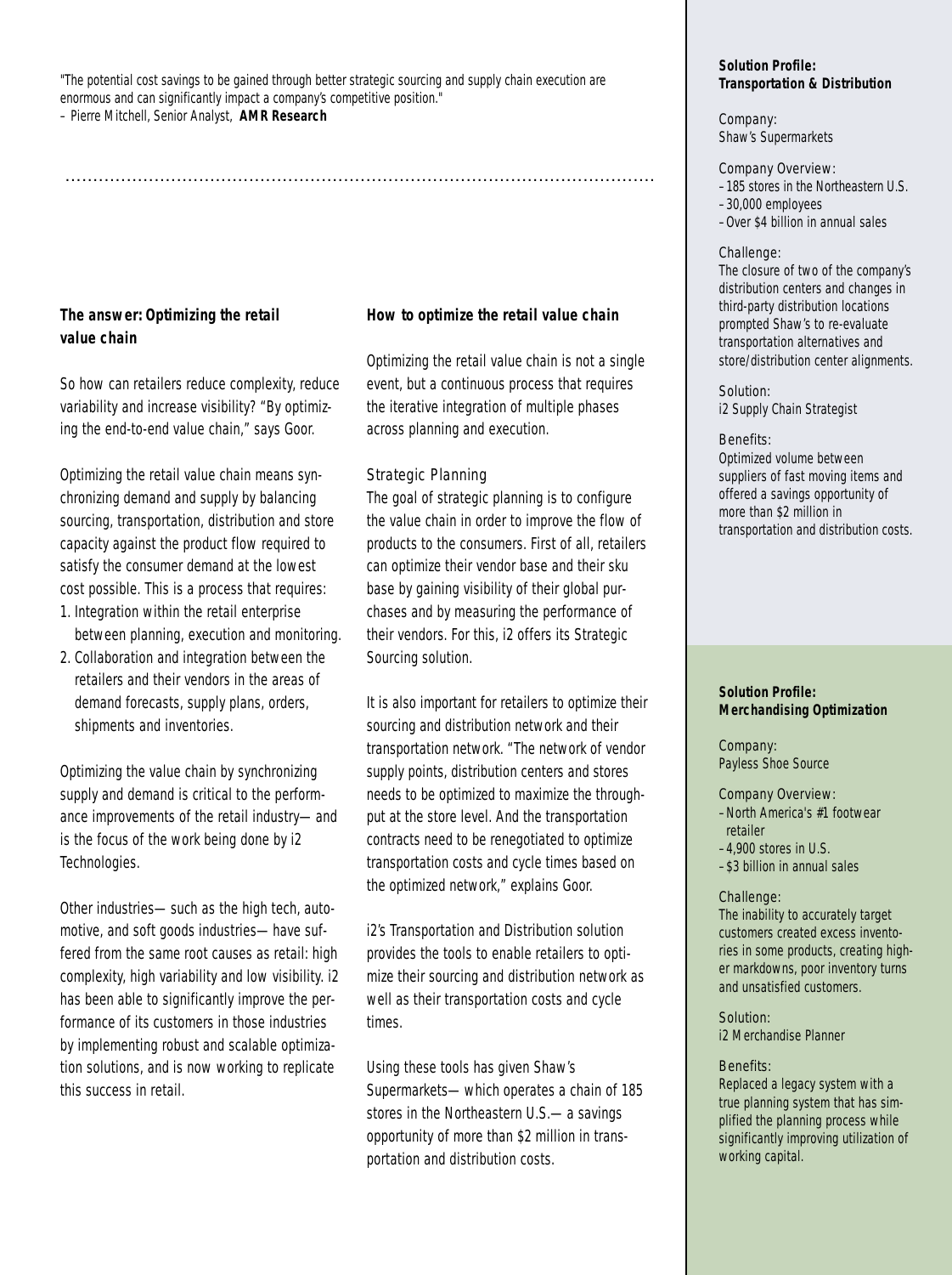"The potential cost savings to be gained through better strategic sourcing and supply chain execution are enormous and can significantly impact a company's competitive position."
– Pierre Mitchell, Senior Analyst, **AMR Research**

## The answer: Optimizing the retail value chain

So how can retailers reduce complexity, reduce variability and increase visibility? "By optimizing the end-to-end value chain," says Goor.

Optimizing the retail value chain means synchronizing demand and supply by balancing sourcing, transportation, distribution and store capacity against the product flow required to satisfy the consumer demand at the lowest cost possible. This is a process that requires:

1. Integration within the retail enterprise between planning, execution and monitoring.
2. Collaboration and integration between the retailers and their vendors in the areas of demand forecasts, supply plans, orders, shipments and inventories.

Optimizing the value chain by synchronizing supply and demand is critical to the performance improvements of the retail industry—and is the focus of the work being done by i2 Technologies.

Other industries—such as the high tech, automotive, and soft goods industries—have suffered from the same root causes as retail: high complexity, high variability and low visibility. i2 has been able to significantly improve the performance of its customers in those industries by implementing robust and scalable optimization solutions, and is now working to replicate this success in retail.

## How to optimize the retail value chain

Optimizing the retail value chain is not a single event, but a continuous process that requires the iterative integration of multiple phases across planning and execution.

### Strategic Planning

The goal of strategic planning is to configure the value chain in order to improve the flow of products to the consumers. First of all, retailers can optimize their vendor base and their sku base by gaining visibility of their global purchases and by measuring the performance of their vendors. For this, i2 offers its Strategic Sourcing solution.

It is also important for retailers to optimize their sourcing and distribution network and their transportation network. "The network of vendor supply points, distribution centers and stores needs to be optimized to maximize the throughput at the store level. And the transportation contracts need to be renegotiated to optimize transportation costs and cycle times based on the optimized network," explains Goor.

i2's Transportation and Distribution solution provides the tools to enable retailers to optimize their sourcing and distribution network as well as their transportation costs and cycle times.

Using these tools has given Shaw's Supermarkets—which operates a chain of 185 stores in the Northeastern U.S.—a savings opportunity of more than $2 million in transportation and distribution costs.

---

**Solution Profile: Transportation & Distribution**

Company:
Shaw's Supermarkets

Company Overview:
– 185 stores in the Northeastern U.S.
– 30,000 employees
– Over $4 billion in annual sales

Challenge:
The closure of two of the company's distribution centers and changes in third-party distribution locations prompted Shaw's to re-evaluate transportation alternatives and store/distribution center alignments.

Solution:
i2 Supply Chain Strategist

Benefits:
Optimized volume between suppliers of fast moving items and offered a savings opportunity of more than $2 million in transportation and distribution costs.

---

**Solution Profile: Merchandising Optimization**

Company:
Payless Shoe Source

Company Overview:
– North America's #1 footwear retailer
– 4,900 stores in U.S.
– $3 billion in annual sales

Challenge:
The inability to accurately target customers created excess inventories in some products, creating higher markdowns, poor inventory turns and unsatisfied customers.

Solution:
i2 Merchandise Planner

Benefits:
Replaced a legacy system with a true planning system that has simplified the planning process while significantly improving utilization of working capital.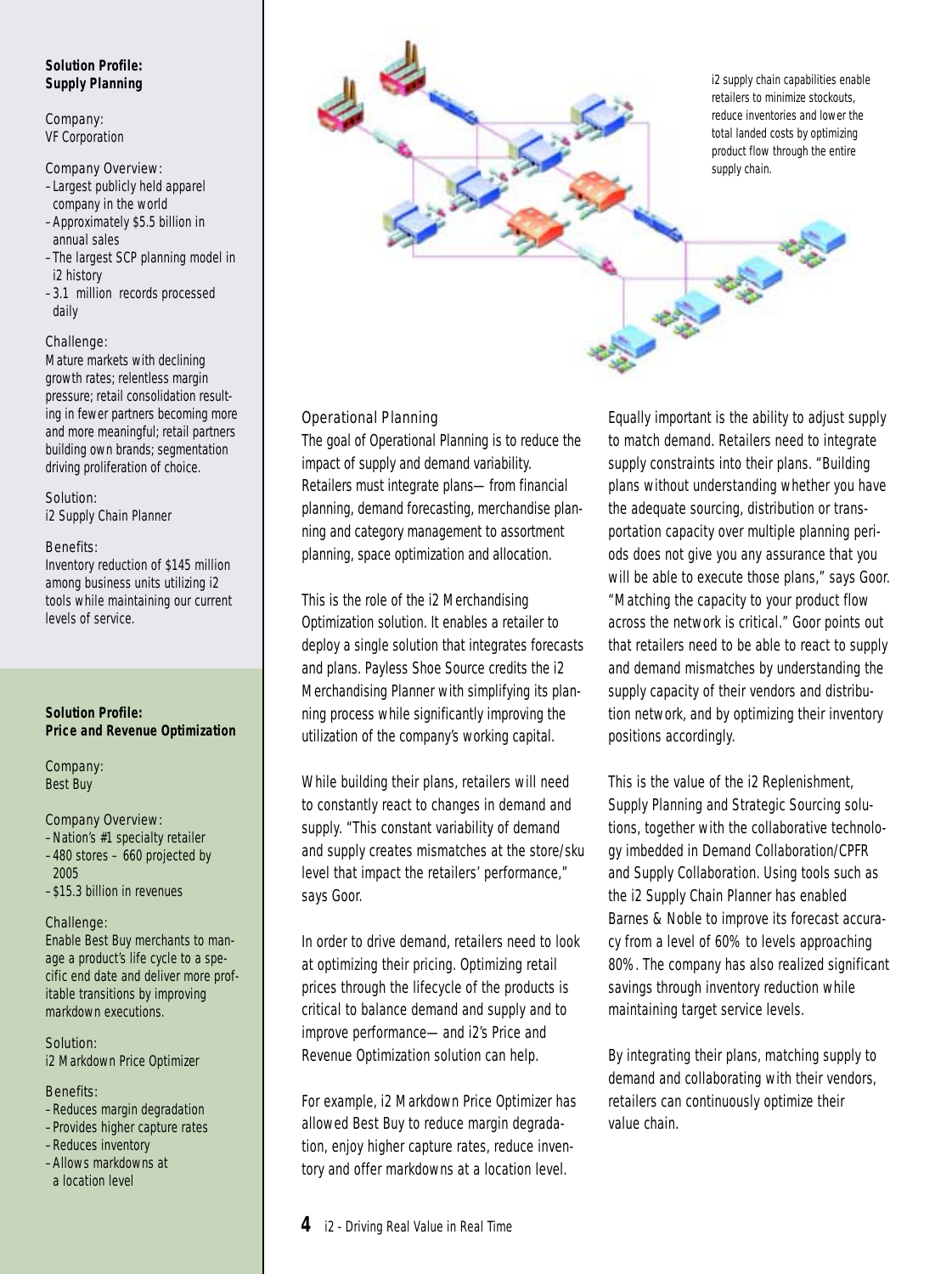**Solution Profile: Supply Planning**

Company:
VF Corporation

Company Overview:
- Largest publicly held apparel company in the world
- Approximately $5.5 billion in annual sales
- The largest SCP planning model in i2 history
- 3.1 million records processed daily

Challenge:
Mature markets with declining growth rates; relentless margin pressure; retail consolidation resulting in fewer partners becoming more and more meaningful; retail partners building own brands; segmentation driving proliferation of choice.

Solution:
i2 Supply Chain Planner

Benefits:
Inventory reduction of $145 million among business units utilizing i2 tools while maintaining our current levels of service.

**Solution Profile: Price and Revenue Optimization**

Company:
Best Buy

Company Overview:
- Nation's #1 specialty retailer
- 480 stores – 660 projected by 2005
- $15.3 billion in revenues

Challenge:
Enable Best Buy merchants to manage a product's life cycle to a specific end date and deliver more profitable transitions by improving markdown executions.

Solution:
i2 Markdown Price Optimizer

Benefits:
- Reduces margin degradation
- Provides higher capture rates
- Reduces inventory
- Allows markdowns at a location level

i2 supply chain capabilities enable retailers to minimize stockouts, reduce inventories and lower the total landed costs by optimizing product flow through the entire supply chain.

### Operational Planning

The goal of Operational Planning is to reduce the impact of supply and demand variability. Retailers must integrate plans—from financial planning, demand forecasting, merchandise planning and category management to assortment planning, space optimization and allocation.

This is the role of the i2 Merchandising Optimization solution. It enables a retailer to deploy a single solution that integrates forecasts and plans. Payless Shoe Source credits the i2 Merchandising Planner with simplifying its planning process while significantly improving the utilization of the company's working capital.

While building their plans, retailers will need to constantly react to changes in demand and supply. "This constant variability of demand and supply creates mismatches at the store/sku level that impact the retailers' performance," says Goor.

In order to drive demand, retailers need to look at optimizing their pricing. Optimizing retail prices through the lifecycle of the products is critical to balance demand and supply and to improve performance—and i2's Price and Revenue Optimization solution can help.

For example, i2 Markdown Price Optimizer has allowed Best Buy to reduce margin degradation, enjoy higher capture rates, reduce inventory and offer markdowns at a location level.

Equally important is the ability to adjust supply to match demand. Retailers need to integrate supply constraints into their plans. "Building plans without understanding whether you have the adequate sourcing, distribution or transportation capacity over multiple planning periods does not give you any assurance that you will be able to execute those plans," says Goor. "Matching the capacity to your product flow across the network is critical." Goor points out that retailers need to be able to react to supply and demand mismatches by understanding the supply capacity of their vendors and distribution network, and by optimizing their inventory positions accordingly.

This is the value of the i2 Replenishment, Supply Planning and Strategic Sourcing solutions, together with the collaborative technology imbedded in Demand Collaboration/CPFR and Supply Collaboration. Using tools such as the i2 Supply Chain Planner has enabled Barnes & Noble to improve its forecast accuracy from a level of 60% to levels approaching 80%. The company has also realized significant savings through inventory reduction while maintaining target service levels.

By integrating their plans, matching supply to demand and collaborating with their vendors, retailers can continuously optimize their value chain.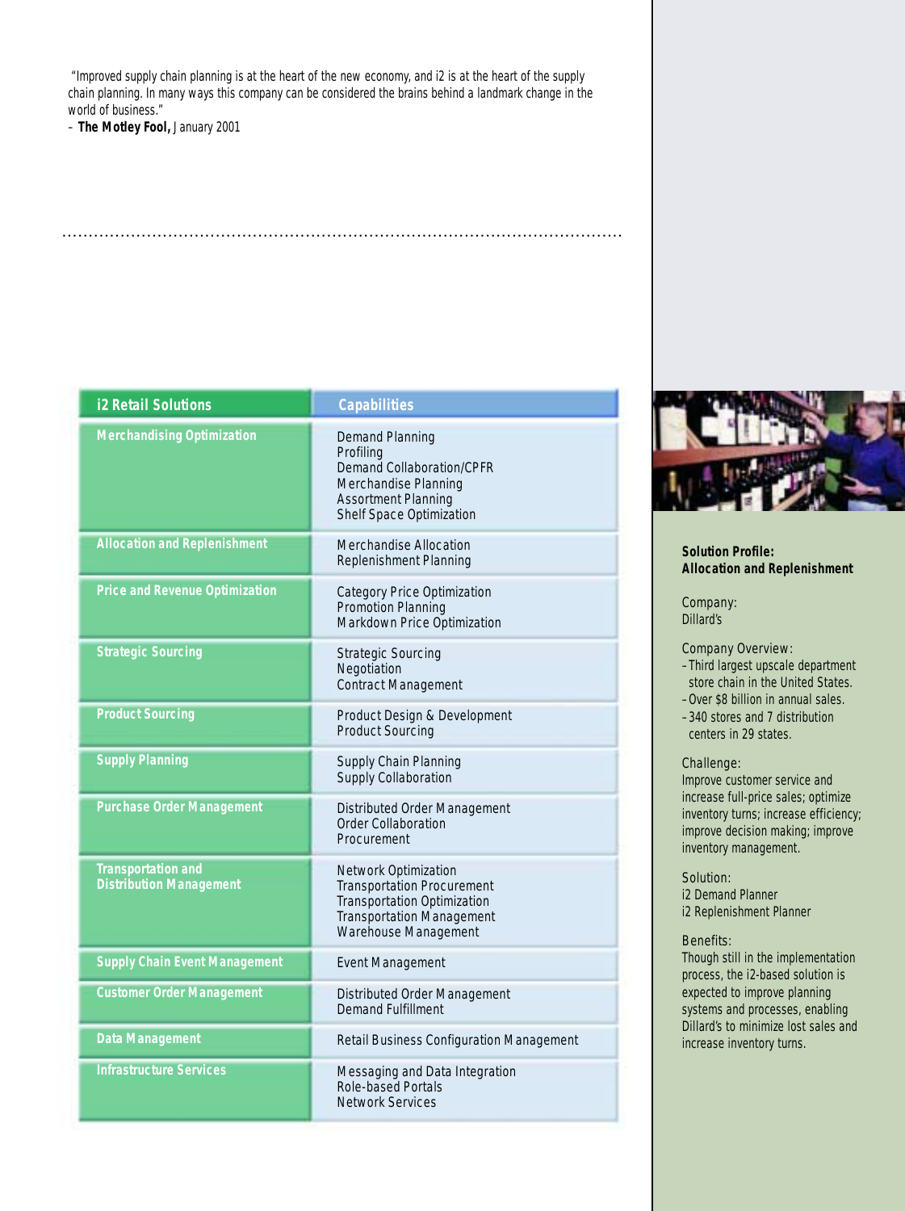"Improved supply chain planning is at the heart of the new economy, and i2 is at the heart of the supply chain planning. In many ways this company can be considered the brains behind a landmark change in the world of business."
– **The Motley Fool,** January 2001

| i2 Retail Solutions | Capabilities |
|---|---|
| Merchandising Optimization | Demand Planning<br>Profiling<br>Demand Collaboration/CPFR<br>Merchandise Planning<br>Assortment Planning<br>Shelf Space Optimization |
| Allocation and Replenishment | Merchandise Allocation<br>Replenishment Planning |
| Price and Revenue Optimization | Category Price Optimization<br>Promotion Planning<br>Markdown Price Optimization |
| Strategic Sourcing | Strategic Sourcing<br>Negotiation<br>Contract Management |
| Product Sourcing | Product Design & Development<br>Product Sourcing |
| Supply Planning | Supply Chain Planning<br>Supply Collaboration |
| Purchase Order Management | Distributed Order Management<br>Order Collaboration<br>Procurement |
| Transportation and Distribution Management | Network Optimization<br>Transportation Procurement<br>Transportation Optimization<br>Transportation Management<br>Warehouse Management |
| Supply Chain Event Management | Event Management |
| Customer Order Management | Distributed Order Management<br>Demand Fulfillment |
| Data Management | Retail Business Configuration Management |
| Infrastructure Services | Messaging and Data Integration<br>Role-based Portals<br>Network Services |

**Solution Profile:**
**Allocation and Replenishment**

Company:
Dillard's

Company Overview:
- Third largest upscale department store chain in the United States.
- Over $8 billion in annual sales.
- 340 stores and 7 distribution centers in 29 states.

Challenge:
Improve customer service and increase full-price sales; optimize inventory turns; increase efficiency; improve decision making; improve inventory management.

Solution:
i2 Demand Planner
i2 Replenishment Planner

Benefits:
Though still in the implementation process, the i2-based solution is expected to improve planning systems and processes, enabling Dillard's to minimize lost sales and increase inventory turns.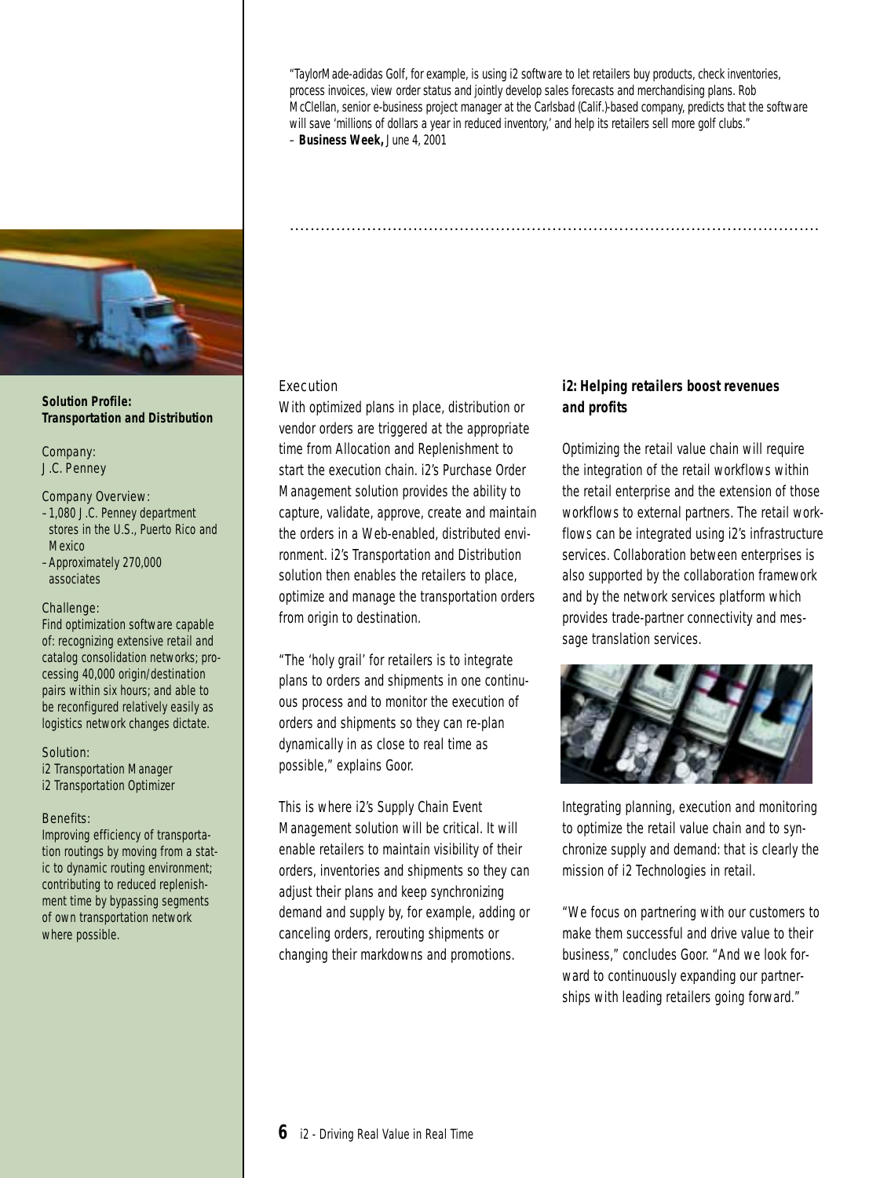"TaylorMade-adidas Golf, for example, is using i2 software to let retailers buy products, check inventories, process invoices, view order status and jointly develop sales forecasts and merchandising plans. Rob McClellan, senior e-business project manager at the Carlsbad (Calif.)-based company, predicts that the software will save 'millions of dollars a year in reduced inventory,' and help its retailers sell more golf clubs."
– **Business Week,** June 4, 2001

**Solution Profile: Transportation and Distribution**

Company:
J.C. Penney

Company Overview:
– 1,080 J.C. Penney department stores in the U.S., Puerto Rico and Mexico
– Approximately 270,000 associates

Challenge:
Find optimization software capable of: recognizing extensive retail and catalog consolidation networks; processing 40,000 origin/destination pairs within six hours; and able to be reconfigured relatively easily as logistics network changes dictate.

Solution:
i2 Transportation Manager
i2 Transportation Optimizer

Benefits:
Improving efficiency of transportation routings by moving from a static to dynamic routing environment; contributing to reduced replenishment time by bypassing segments of own transportation network where possible.

Execution

With optimized plans in place, distribution or vendor orders are triggered at the appropriate time from Allocation and Replenishment to start the execution chain. i2's Purchase Order Management solution provides the ability to capture, validate, approve, create and maintain the orders in a Web-enabled, distributed environment. i2's Transportation and Distribution solution then enables the retailers to place, optimize and manage the transportation orders from origin to destination.

"The 'holy grail' for retailers is to integrate plans to orders and shipments in one continuous process and to monitor the execution of orders and shipments so they can re-plan dynamically in as close to real time as possible," explains Goor.

This is where i2's Supply Chain Event Management solution will be critical. It will enable retailers to maintain visibility of their orders, inventories and shipments so they can adjust their plans and keep synchronizing demand and supply by, for example, adding or canceling orders, rerouting shipments or changing their markdowns and promotions.

### i2: Helping retailers boost revenues and profits

Optimizing the retail value chain will require the integration of the retail workflows within the retail enterprise and the extension of those workflows to external partners. The retail workflows can be integrated using i2's infrastructure services. Collaboration between enterprises is also supported by the collaboration framework and by the network services platform which provides trade-partner connectivity and message translation services.

Integrating planning, execution and monitoring to optimize the retail value chain and to synchronize supply and demand: that is clearly the mission of i2 Technologies in retail.

"We focus on partnering with our customers to make them successful and drive value to their business," concludes Goor. "And we look forward to continuously expanding our partnerships with leading retailers going forward."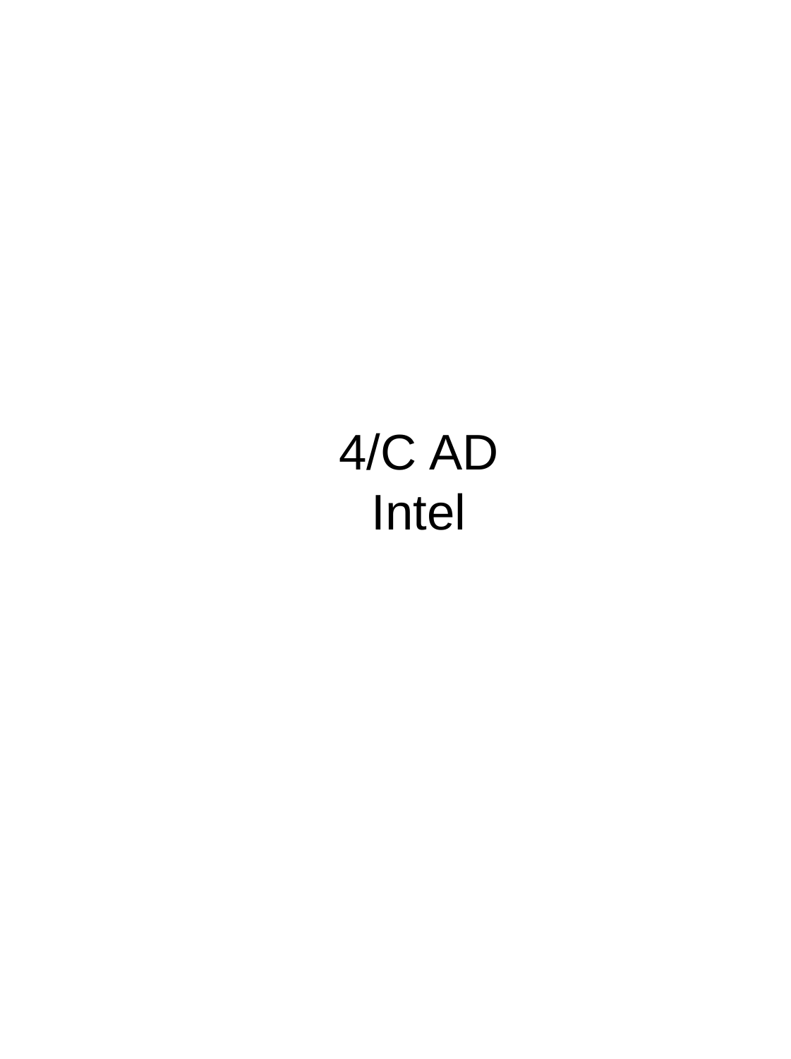4/C AD
Intel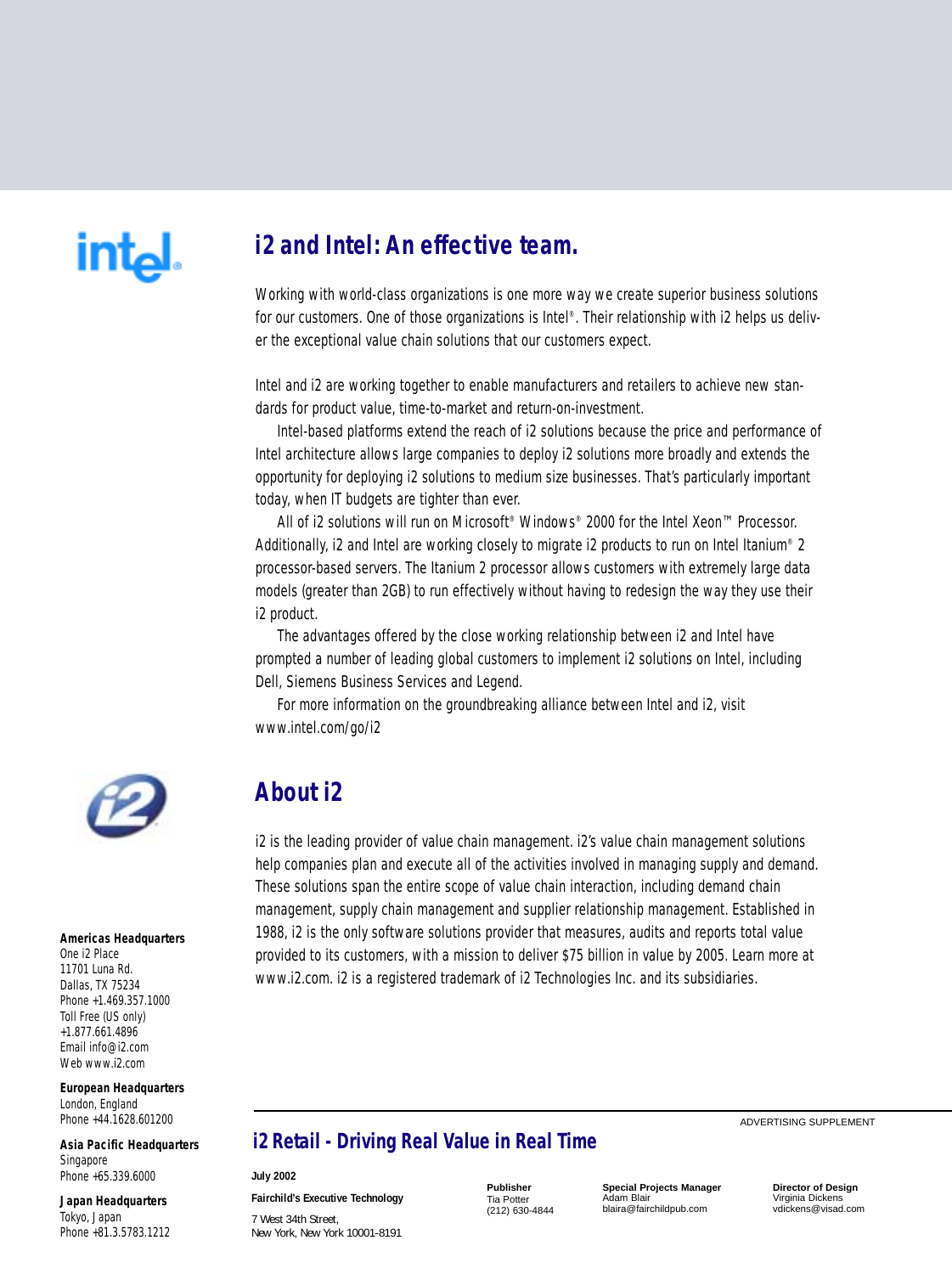## i2 and Intel: An effective team.

Working with world-class organizations is one more way we create superior business solutions for our customers. One of those organizations is Intel®. Their relationship with i2 helps us deliver the exceptional value chain solutions that our customers expect.

Intel and i2 are working together to enable manufacturers and retailers to achieve new standards for product value, time-to-market and return-on-investment.

Intel-based platforms extend the reach of i2 solutions because the price and performance of Intel architecture allows large companies to deploy i2 solutions more broadly and extends the opportunity for deploying i2 solutions to medium size businesses. That's particularly important today, when IT budgets are tighter than ever.

All of i2 solutions will run on Microsoft® Windows® 2000 for the Intel Xeon™ Processor. Additionally, i2 and Intel are working closely to migrate i2 products to run on Intel Itanium® 2 processor-based servers. The Itanium 2 processor allows customers with extremely large data models (greater than 2GB) to run effectively without having to redesign the way they use their i2 product.

The advantages offered by the close working relationship between i2 and Intel have prompted a number of leading global customers to implement i2 solutions on Intel, including Dell, Siemens Business Services and Legend.

For more information on the groundbreaking alliance between Intel and i2, visit www.intel.com/go/i2

## About i2

i2 is the leading provider of value chain management. i2's value chain management solutions help companies plan and execute all of the activities involved in managing supply and demand. These solutions span the entire scope of value chain interaction, including demand chain management, supply chain management and supplier relationship management. Established in 1988, i2 is the only software solutions provider that measures, audits and reports total value provided to its customers, with a mission to deliver $75 billion in value by 2005. Learn more at www.i2.com. i2 is a registered trademark of i2 Technologies Inc. and its subsidiaries.

**Americas Headquarters**
One i2 Place
11701 Luna Rd.
Dallas, TX 75234
Phone +1.469.357.1000
Toll Free (US only)
+1.877.661.4896
Email info@i2.com
Web www.i2.com

**European Headquarters**
London, England
Phone +44.1628.601200

**Asia Pacific Headquarters**
Singapore
Phone +65.339.6000

**Japan Headquarters**
Tokyo, Japan
Phone +81.3.5783.1212

ADVERTISING SUPPLEMENT

## i2 Retail - Driving Real Value in Real Time

**July 2002**

**Fairchild's Executive Technology**

7 West 34th Street,
New York, New York 10001-8191

**Publisher**
Tia Potter
(212) 630-4844

**Special Projects Manager**
Adam Blair
blaira@fairchildpub.com

**Director of Design**
Virginia Dickens
vdickens@visad.com